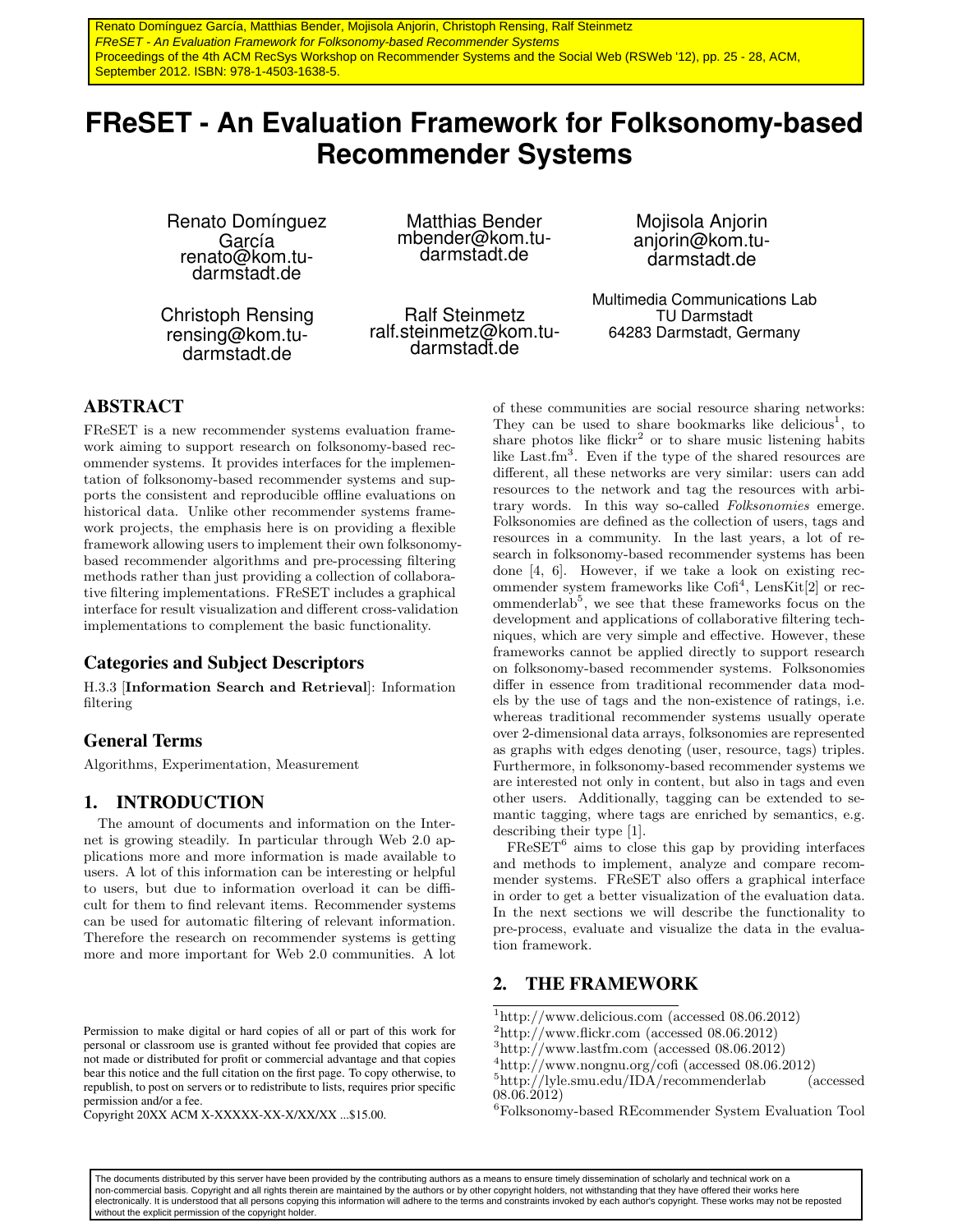Renato Domínguez García, Matthias Bender, Mojisola Anjorin, Christoph Rensing, Ralf Steinmetz
*FReSET - An Evaluation Framework for Folksonomy-based Recommender Systems*
Proceedings of the 4th ACM RecSys Workshop on Recommender Systems and the Social Web (RSWeb '12), pp. 25 - 28, ACM, September 2012. ISBN: 978-1-4503-1638-5.

# FReSET - An Evaluation Framework for Folksonomy-based Recommender Systems

Renato Domínguez García
renato@kom.tu-darmstadt.de

Matthias Bender
mbender@kom.tu-darmstadt.de

Mojisola Anjorin
anjorin@kom.tu-darmstadt.de

Christoph Rensing
rensing@kom.tu-darmstadt.de

Ralf Steinmetz
ralf.steinmetz@kom.tu-darmstadt.de

Multimedia Communications Lab
TU Darmstadt
64283 Darmstadt, Germany

## ABSTRACT

FReSET is a new recommender systems evaluation framework aiming to support research on folksonomy-based recommender systems. It provides interfaces for the implementation of folksonomy-based recommender systems and supports the consistent and reproducible offline evaluations on historical data. Unlike other recommender systems framework projects, the emphasis here is on providing a flexible framework allowing users to implement their own folksonomy-based recommender algorithms and pre-processing filtering methods rather than just providing a collection of collaborative filtering implementations. FReSET includes a graphical interface for result visualization and different cross-validation implementations to complement the basic functionality.

## Categories and Subject Descriptors

H.3.3 [**Information Search and Retrieval**]: Information filtering

## General Terms

Algorithms, Experimentation, Measurement

## 1. INTRODUCTION

The amount of documents and information on the Internet is growing steadily. In particular through Web 2.0 applications more and more information is made available to users. A lot of this information can be interesting or helpful to users, but due to information overload it can be difficult for them to find relevant items. Recommender systems can be used for automatic filtering of relevant information. Therefore the research on recommender systems is getting more and more important for Web 2.0 communities. A lot of these communities are social resource sharing networks: They can be used to share bookmarks like delicious[1], to share photos like flickr[2] or to share music listening habits like Last.fm[3]. Even if the type of the shared resources are different, all these networks are very similar: users can add resources to the network and tag the resources with arbitrary words. In this way so-called *Folksonomies* emerge. Folksonomies are defined as the collection of users, tags and resources in a community. In the last years, a lot of research in folksonomy-based recommender systems has been done [4, 6]. However, if we take a look on existing recommender system frameworks like Cofi[4], LensKit[2] or recommenderlab[5], we see that these frameworks focus on the development and applications of collaborative filtering techniques, which are very simple and effective. However, these frameworks cannot be applied directly to support research on folksonomy-based recommender systems. Folksonomies differ in essence from traditional recommender data models by the use of tags and the non-existence of ratings, i.e. whereas traditional recommender systems usually operate over 2-dimensional data arrays, folksonomies are represented as graphs with edges denoting (user, resource, tags) triples. Furthermore, in folksonomy-based recommender systems we are interested not only in content, but also in tags and even other users. Additionally, tagging can be extended to semantic tagging, where tags are enriched by semantics, e.g. describing their type [1].

FReSET[6] aims to close this gap by providing interfaces and methods to implement, analyze and compare recommender systems. FReSET also offers a graphical interface in order to get a better visualization of the evaluation data. In the next sections we will describe the functionality to pre-process, evaluate and visualize the data in the evaluation framework.

## 2. THE FRAMEWORK

[1]http://www.delicious.com (accessed 08.06.2012)
[2]http://www.flickr.com (accessed 08.06.2012)
[3]http://www.lastfm.com (accessed 08.06.2012)
[4]http://www.nongnu.org/cofi (accessed 08.06.2012)
[5]http://lyle.smu.edu/IDA/recommenderlab (accessed 08.06.2012)
[6]Folksonomy-based REcommender System Evaluation Tool

Permission to make digital or hard copies of all or part of this work for personal or classroom use is granted without fee provided that copies are not made or distributed for profit or commercial advantage and that copies bear this notice and the full citation on the first page. To copy otherwise, to republish, to post on servers or to redistribute to lists, requires prior specific permission and/or a fee.
Copyright 20XX ACM X-XXXXX-XX-X/XX/XX ...$15.00.

The documents distributed by this server have been provided by the contributing authors as a means to ensure timely dissemination of scholarly and technical work on a non-commercial basis. Copyright and all rights therein are maintained by the authors or by other copyright holders, not withstanding that they have offered their works here electronically. It is understood that all persons copying this information will adhere to the terms and constraints invoked by each author's copyright. These works may not be reposted without the explicit permission of the copyright holder.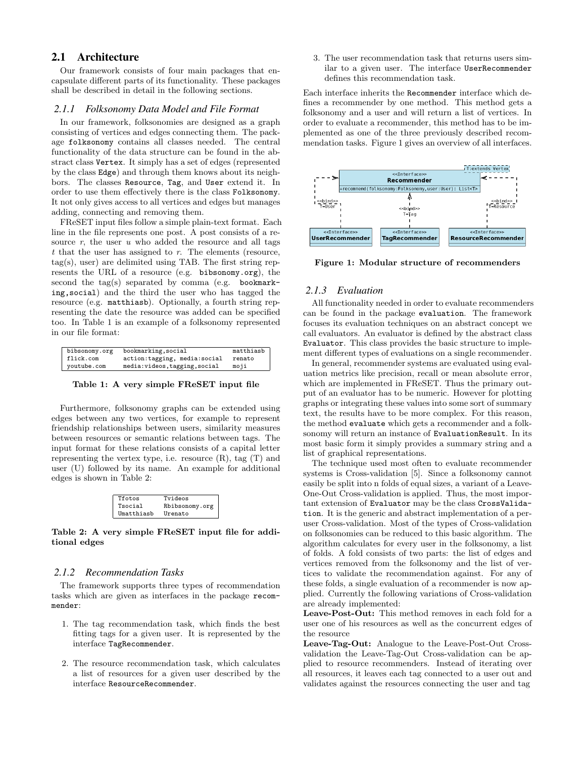## 2.1 Architecture

Our framework consists of four main packages that encapsulate different parts of its functionality. These packages shall be described in detail in the following sections.

### 2.1.1 Folksonomy Data Model and File Format

In our framework, folksonomies are designed as a graph consisting of vertices and edges connecting them. The package `folksonomy` contains all classes needed. The central functionality of the data structure can be found in the abstract class `Vertex`. It simply has a set of edges (represented by the class `Edge`) and through them knows about its neighbors. The classes `Resource`, `Tag`, and `User` extend it. In order to use them effectively there is the class `Folksonomy`. It not only gives access to all vertices and edges but manages adding, connecting and removing them.

FReSET input files follow a simple plain-text format. Each line in the file represents one post. A post consists of a resource $r$, the user $u$ who added the resource and all tags $t$ that the user has assigned to $r$. The elements (resource, tag(s), user) are delimited using TAB. The first string represents the URL of a resource (e.g. `bibsonomy.org`), the second the tag(s) separated by comma (e.g. `bookmarking,social`) and the third the user who has tagged the resource (e.g. `matthiasb`). Optionally, a fourth string representing the date the resource was added can be specified too. In Table 1 is an example of a folksonomy represented in our file format:

| | | |
|---|---|---|
| bibsonomy.org | bookmarking,social | matthiasb |
| flick.com | action:tagging, media:social | renato |
| youtube.com | media:videos,tagging,social | moji |

**Table 1: A very simple FReSET input file**

Furthermore, folksonomy graphs can be extended using edges between any two vertices, for example to represent friendship relationships between users, similarity measures between resources or semantic relations between tags. The input format for these relations consists of a capital letter representing the vertex type, i.e. resource (R), tag (T) and user (U) followed by its name. An example for additional edges is shown in Table 2:

| | |
|---|---|
| Tfotos | Tvideos |
| Tsocial | Rbibsonomy.org |
| Umatthiasb | Urenato |

**Table 2: A very simple FReSET input file for additional edges**

### 2.1.2 Recommendation Tasks

The framework supports three types of recommendation tasks which are given as interfaces in the package `recommender`:

1. The tag recommendation task, which finds the best fitting tags for a given user. It is represented by the interface `TagRecommender`.
2. The resource recommendation task, which calculates a list of resources for a given user described by the interface `ResourceRecommender`.
3. The user recommendation task that returns users similar to a given user. The interface `UserRecommender` defines this recommendation task.

Each interface inherits the `Recommender` interface which defines a recommender by one method. This method gets a folksonomy and a user and will return a list of vertices. In order to evaluate a recommender, this method has to be implemented as one of the three previously described recommendation tasks. Figure 1 gives an overview of all interfaces.

T:extends Vertex
<<Interface>>
Recommender
+recommend(folksonomy:Folksonomy,user:User): List<T>
<<bind>>
T=User
<<bind>>
T=Tag
<<bind>>
T=Resource
<<Interface>>
UserRecommender
<<Interface>>
TagRecommender
<<Interface>>
ResourceRecommender

**Figure 1: Modular structure of recommenders**

### 2.1.3 Evaluation

All functionality needed in order to evaluate recommenders can be found in the package `evaluation`. The framework focuses its evaluation techniques on an abstract concept we call evaluators. An evaluator is defined by the abstract class `Evaluator`. This class provides the basic structure to implement different types of evaluations on a single recommender.

In general, recommender systems are evaluated using evaluation metrics like precision, recall or mean absolute error, which are implemented in FReSET. Thus the primary output of an evaluator has to be numeric. However for plotting graphs or integrating these values into some sort of summary text, the results have to be more complex. For this reason, the method `evaluate` which gets a recommender and a folksonomy will return an instance of `EvaluationResult`. In its most basic form it simply provides a summary string and a list of graphical representations.

The technique used most often to evaluate recommender systems is Cross-validation [5]. Since a folksonomy cannot easily be split into n folds of equal sizes, a variant of a Leave-One-Out Cross-validation is applied. Thus, the most important extension of `Evaluator` may be the class `CrossValidation`. It is the generic and abstract implementation of a per-user Cross-validation. Most of the types of Cross-validation on folksonomies can be reduced to this basic algorithm. The algorithm calculates for every user in the folksonomy, a list of folds. A fold consists of two parts: the list of edges and vertices removed from the folksonomy and the list of vertices to validate the recommendation against. For any of these folds, a single evaluation of a recommender is now applied. Currently the following variations of Cross-validation are already implemented:

**Leave-Post-Out:** This method removes in each fold for a user one of his resources as well as the concurrent edges of the resource

**Leave-Tag-Out:** Analogue to the Leave-Post-Out Cross-validation the Leave-Tag-Out Cross-validation can be applied to resource recommenders. Instead of iterating over all resources, it leaves each tag connected to a user out and validates against the resources connecting the user and tag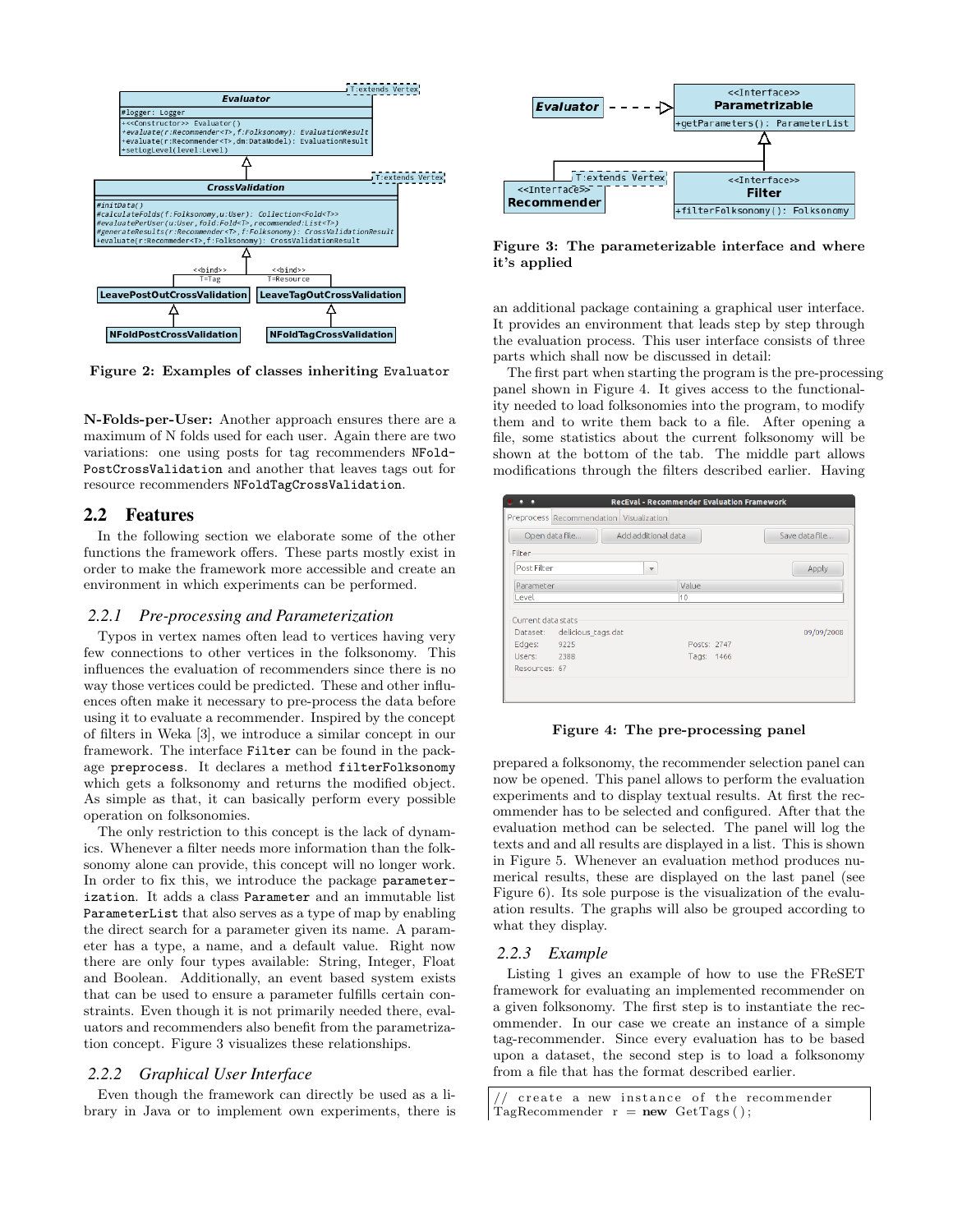Figure 2: Examples of classes inheriting `Evaluator`

**N-Folds-per-User:** Another approach ensures there are a maximum of N folds used for each user. Again there are two variations: one using posts for tag recommenders `NFoldPostCrossValidation` and another that leaves tags out for resource recommenders `NFoldTagCrossValidation`.

## 2.2 Features

In the following section we elaborate some of the other functions the framework offers. These parts mostly exist in order to make the framework more accessible and create an environment in which experiments can be performed.

### 2.2.1 Pre-processing and Parameterization

Typos in vertex names often lead to vertices having very few connections to other vertices in the folksonomy. This influences the evaluation of recommenders since there is no way those vertices could be predicted. These and other influences often make it necessary to pre-process the data before using it to evaluate a recommender. Inspired by the concept of filters in Weka [3], we introduce a similar concept in our framework. The interface `Filter` can be found in the package `preprocess`. It declares a method `filterFolksonomy` which gets a folksonomy and returns the modified object. As simple as that, it can basically perform every possible operation on folksonomies.

The only restriction to this concept is the lack of dynamics. Whenever a filter needs more information than the folksonomy alone can provide, this concept will no longer work. In order to fix this, we introduce the package `parameterization`. It adds a class `Parameter` and an immutable list `ParameterList` that also serves as a type of map by enabling the direct search for a parameter given its name. A parameter has a type, a name, and a default value. Right now there are only four types available: String, Integer, Float and Boolean. Additionally, an event based system exists that can be used to ensure a parameter fulfills certain constraints. Even though it is not primarily needed there, evaluators and recommenders also benefit from the parametrization concept. Figure 3 visualizes these relationships.

### 2.2.2 Graphical User Interface

Even though the framework can directly be used as a library in Java or to implement own experiments, there is an additional package containing a graphical user interface. It provides an environment that leads step by step through the evaluation process. This user interface consists of three parts which shall now be discussed in detail:

Figure 3: The parameterizable interface and where it's applied

The first part when starting the program is the pre-processing panel shown in Figure 4. It gives access to the functionality needed to load folksonomies into the program, to modify them and to write them back to a file. After opening a file, some statistics about the current folksonomy will be shown at the bottom of the tab. The middle part allows modifications through the filters described earlier. Having prepared a folksonomy, the recommender selection panel can now be opened. This panel allows to perform the evaluation experiments and to display textual results. At first the recommender has to be selected and configured. After that the evaluation method can be selected. The panel will log the texts and and all results are displayed in a list. This is shown in Figure 5. Whenever an evaluation method produces numerical results, these are displayed on the last panel (see Figure 6). Its sole purpose is the visualization of the evaluation results. The graphs will also be grouped according to what they display.

Figure 4: The pre-processing panel

### 2.2.3 Example

Listing 1 gives an example of how to use the FReSET framework for evaluating an implemented recommender on a given folksonomy. The first step is to instantiate the recommender. In our case we create an instance of a simple tag-recommender. Since every evaluation has to be based upon a dataset, the second step is to load a folksonomy from a file that has the format described earlier.

```
// create a new instance of the recommender
TagRecommender r = new GetTags();
```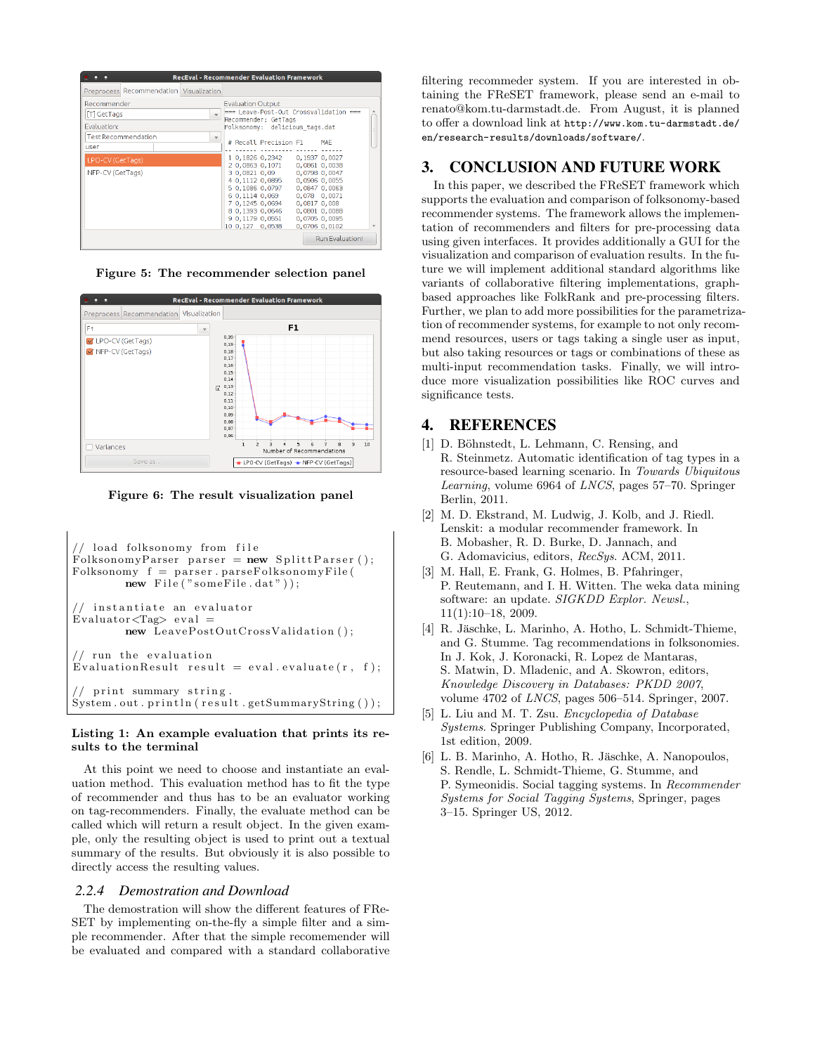Figure 5: The recommender selection panel

Figure 6: The result visualization panel

```
// load folksonomy from file
FolksonomyParser parser = new SplittParser();
Folksonomy f = parser.parseFolksonomyFile(
        new File("someFile.dat"));

// instantiate an evaluator
Evaluator<Tag> eval =
        new LeavePostOutCrossValidation();

// run the evaluation
EvaluationResult result = eval.evaluate(r, f);

// print summary string.
System.out.println(result.getSummaryString());
```

**Listing 1: An example evaluation that prints its results to the terminal**

At this point we need to choose and instantiate an evaluation method. This evaluation method has to fit the type of recommender and thus has to be an evaluator working on tag-recommenders. Finally, the evaluate method can be called which will return a result object. In the given example, only the resulting object is used to print out a textual summary of the results. But obviously it is also possible to directly access the resulting values.

### 2.2.4 Demostration and Download

The demonstration will show the different features of FReSET by implementing on-the-fly a simple filter and a simple recommender. After that the simple recomemender will be evaluated and compared with a standard collaborative filtering recommender system. If you are interested in obtaining the FReSET framework, please send an e-mail to renato@kom.tu-darmstadt.de. From August, it is planned to offer a download link at `http://www.kom.tu-darmstadt.de/en/research-results/downloads/software/`.

## 3. CONCLUSION AND FUTURE WORK

In this paper, we described the FReSET framework which supports the evaluation and comparison of folksonomy-based recommender systems. The framework allows the implementation of recommenders and filters for pre-processing data using given interfaces. It provides additionally a GUI for the visualization and comparison of evaluation results. In the future we will implement additional standard algorithms like variants of collaborative filtering implementations, graph-based approaches like FolkRank and pre-processing filters. Further, we plan to add more possibilities for the parametrization of recommender systems, for example to not only recommend resources, users or tags taking a single user as input, but also taking resources or tags or combinations of these as multi-input recommendation tasks. Finally, we will introduce more visualization possibilities like ROC curves and significance tests.

## 4. REFERENCES

[1] D. Böhnstedt, L. Lehmann, C. Rensing, and R. Steinmetz. Automatic identification of tag types in a resource-based learning scenario. In *Towards Ubiquitous Learning*, volume 6964 of *LNCS*, pages 57–70. Springer Berlin, 2011.

[2] M. D. Ekstrand, M. Ludwig, J. Kolb, and J. Riedl. Lenskit: a modular recommender framework. In B. Mobasher, R. D. Burke, D. Jannach, and G. Adomavicius, editors, *RecSys*. ACM, 2011.

[3] M. Hall, E. Frank, G. Holmes, B. Pfahringer, P. Reutemann, and I. H. Witten. The weka data mining software: an update. *SIGKDD Explor. Newsl.*, 11(1):10–18, 2009.

[4] R. Jäschke, L. Marinho, A. Hotho, L. Schmidt-Thieme, and G. Stumme. Tag recommendations in folksonomies. In J. Kok, J. Koronacki, R. Lopez de Mantaras, S. Matwin, D. Mladenic, and A. Skowron, editors, *Knowledge Discovery in Databases: PKDD 2007*, volume 4702 of *LNCS*, pages 506–514. Springer, 2007.

[5] L. Liu and M. T. Zsu. *Encyclopedia of Database Systems*. Springer Publishing Company, Incorporated, 1st edition, 2009.

[6] L. B. Marinho, A. Hotho, R. Jäschke, A. Nanopoulos, S. Rendle, L. Schmidt-Thieme, G. Stumme, and P. Symeonidis. Social tagging systems. In *Recommender Systems for Social Tagging Systems*, Springer, pages 3–15. Springer US, 2012.